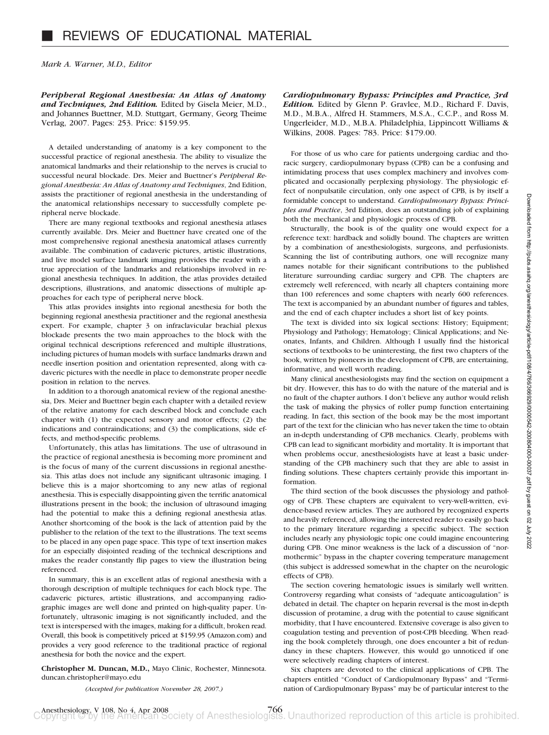# ■ REVIEWS OF EDUCATIONAL MATERIAL

*Mark A. Warner, M.D., Editor*

***Peripheral Regional Anesthesia: An Atlas of Anatomy and Techniques, 2nd Edition.*** Edited by Gisela Meier, M.D., and Johannes Buettner, M.D. Stuttgart, Germany, Georg Theime Verlag, 2007. Pages: 253. Price: $159.95.

A detailed understanding of anatomy is a key component to the successful practice of regional anesthesia. The ability to visualize the anatomical landmarks and their relationship to the nerves is crucial to successful neural blockade. Drs. Meier and Buettner's *Peripheral Regional Anesthesia: An Atlas of Anatomy and Techniques*, 2nd Edition, assists the practitioner of regional anesthesia in the understanding of the anatomical relationships necessary to successfully complete peripheral nerve blockade.

There are many regional textbooks and regional anesthesia atlases currently available. Drs. Meier and Buettner have created one of the most comprehensive regional anesthesia anatomical atlases currently available. The combination of cadaveric pictures, artistic illustrations, and live model surface landmark imaging provides the reader with a true appreciation of the landmarks and relationships involved in regional anesthesia techniques. In addition, the atlas provides detailed descriptions, illustrations, and anatomic dissections of multiple approaches for each type of peripheral nerve block.

This atlas provides insights into regional anesthesia for both the beginning regional anesthesia practitioner and the regional anesthesia expert. For example, chapter 3 on infraclavicular brachial plexus blockade presents the two main approaches to the block with the original technical descriptions referenced and multiple illustrations, including pictures of human models with surface landmarks drawn and needle insertion position and orientation represented, along with cadaveric pictures with the needle in place to demonstrate proper needle position in relation to the nerves.

In addition to a thorough anatomical review of the regional anesthesia, Drs. Meier and Buettner begin each chapter with a detailed review of the relative anatomy for each described block and conclude each chapter with (1) the expected sensory and motor effects; (2) the indications and contraindications; and (3) the complications, side effects, and method-specific problems.

Unfortunately, this atlas has limitations. The use of ultrasound in the practice of regional anesthesia is becoming more prominent and is the focus of many of the current discussions in regional anesthesia. This atlas does not include any significant ultrasonic imaging. I believe this is a major shortcoming to any new atlas of regional anesthesia. This is especially disappointing given the terrific anatomical illustrations present in the book; the inclusion of ultrasound imaging had the potential to make this a defining regional anesthesia atlas. Another shortcoming of the book is the lack of attention paid by the publisher to the relation of the text to the illustrations. The text seems to be placed in any open page space. This type of text insertion makes for an especially disjointed reading of the technical descriptions and makes the reader constantly flip pages to view the illustration being referenced.

In summary, this is an excellent atlas of regional anesthesia with a thorough description of multiple techniques for each block type. The cadaveric pictures, artistic illustrations, and accompanying radiographic images are well done and printed on high-quality paper. Unfortunately, ultrasonic imaging is not significantly included, and the text is interspersed with the images, making for a difficult, broken read. Overall, this book is competitively priced at $159.95 (Amazon.com) and provides a very good reference to the traditional practice of regional anesthesia for both the novice and the expert.

**Christopher M. Duncan, M.D.,** Mayo Clinic, Rochester, Minnesota. duncan.christopher@mayo.edu

*(Accepted for publication November 28, 2007.)*

***Cardiopulmonary Bypass: Principles and Practice, 3rd Edition.*** Edited by Glenn P. Gravlee, M.D., Richard F. Davis, M.D., M.B.A., Alfred H. Stammers, M.S.A., C.C.P., and Ross M. Ungerleider, M.D., M.B.A. Philadelphia, Lippincott Williams & Wilkins, 2008. Pages: 783. Price: $179.00.

For those of us who care for patients undergoing cardiac and thoracic surgery, cardiopulmonary bypass (CPB) can be a confusing and intimidating process that uses complex machinery and involves complicated and occasionally perplexing physiology. The physiologic effect of nonpulsatile circulation, only one aspect of CPB, is by itself a formidable concept to understand. *Cardiopulmonary Bypass: Principles and Practice*, 3rd Edition, does an outstanding job of explaining both the mechanical and physiologic process of CPB.

Structurally, the book is of the quality one would expect for a reference text: hardback and solidly bound. The chapters are written by a combination of anesthesiologists, surgeons, and perfusionists. Scanning the list of contributing authors, one will recognize many names notable for their significant contributions to the published literature surrounding cardiac surgery and CPB. The chapters are extremely well referenced, with nearly all chapters containing more than 100 references and some chapters with nearly 600 references. The text is accompanied by an abundant number of figures and tables, and the end of each chapter includes a short list of key points.

The text is divided into six logical sections: History; Equipment; Physiology and Pathology; Hematology; Clinical Applications; and Neonates, Infants, and Children. Although I usually find the historical sections of textbooks to be uninteresting, the first two chapters of the book, written by pioneers in the development of CPB, are entertaining, informative, and well worth reading.

Many clinical anesthesiologists may find the section on equipment a bit dry. However, this has to do with the nature of the material and is no fault of the chapter authors. I don't believe any author would relish the task of making the physics of roller pump function entertaining reading. In fact, this section of the book may be the most important part of the text for the clinician who has never taken the time to obtain an in-depth understanding of CPB mechanics. Clearly, problems with CPB can lead to significant morbidity and mortality. It is important that when problems occur, anesthesiologists have at least a basic understanding of the CPB machinery such that they are able to assist in finding solutions. These chapters certainly provide this important information.

The third section of the book discusses the physiology and pathology of CPB. These chapters are equivalent to very-well-written, evidence-based review articles. They are authored by recognized experts and heavily referenced, allowing the interested reader to easily go back to the primary literature regarding a specific subject. The section includes nearly any physiologic topic one could imagine encountering during CPB. One minor weakness is the lack of a discussion of "normothermic" bypass in the chapter covering temperature management (this subject is addressed somewhat in the chapter on the neurologic effects of CPB).

The section covering hematologic issues is similarly well written. Controversy regarding what consists of "adequate anticoagulation" is debated in detail. The chapter on heparin reversal is the most in-depth discussion of protamine, a drug with the potential to cause significant morbidity, that I have encountered. Extensive coverage is also given to coagulation testing and prevention of post-CPB bleeding. When reading the book completely through, one does encounter a bit of redundancy in these chapters. However, this would go unnoticed if one were selectively reading chapters of interest.

Six chapters are devoted to the clinical applications of CPB. The chapters entitled "Conduct of Cardiopulmonary Bypass" and "Termination of Cardiopulmonary Bypass" may be of particular interest to the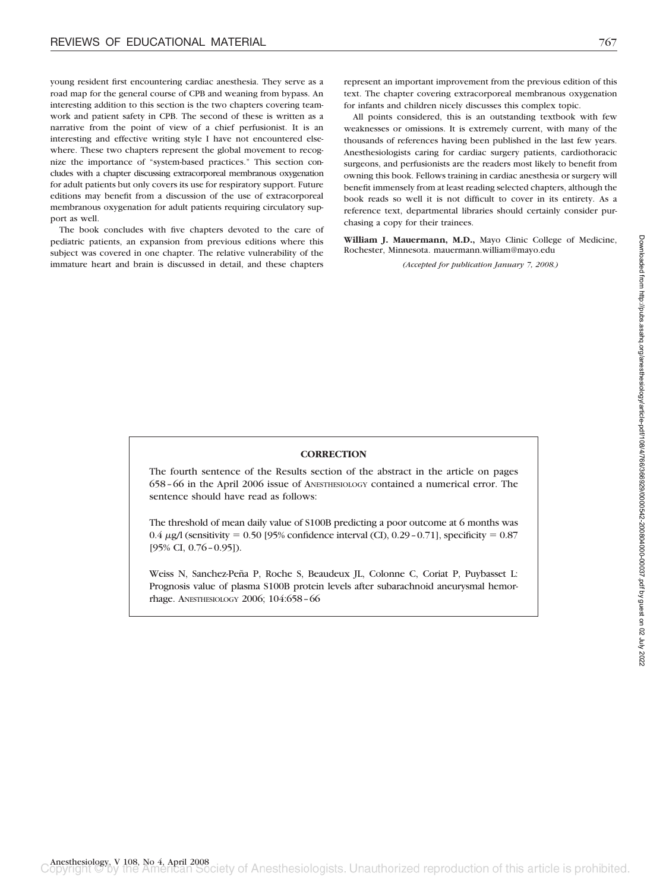young resident first encountering cardiac anesthesia. They serve as a road map for the general course of CPB and weaning from bypass. An interesting addition to this section is the two chapters covering teamwork and patient safety in CPB. The second of these is written as a narrative from the point of view of a chief perfusionist. It is an interesting and effective writing style I have not encountered elsewhere. These two chapters represent the global movement to recognize the importance of "system-based practices." This section concludes with a chapter discussing extracorporeal membranous oxygenation for adult patients but only covers its use for respiratory support. Future editions may benefit from a discussion of the use of extracorporeal membranous oxygenation for adult patients requiring circulatory support as well.

The book concludes with five chapters devoted to the care of pediatric patients, an expansion from previous editions where this subject was covered in one chapter. The relative vulnerability of the immature heart and brain is discussed in detail, and these chapters represent an important improvement from the previous edition of this text. The chapter covering extracorporeal membranous oxygenation for infants and children nicely discusses this complex topic.

All points considered, this is an outstanding textbook with few weaknesses or omissions. It is extremely current, with many of the thousands of references having been published in the last few years. Anesthesiologists caring for cardiac surgery patients, cardiothoracic surgeons, and perfusionists are the readers most likely to benefit from owning this book. Fellows training in cardiac anesthesia or surgery will benefit immensely from at least reading selected chapters, although the book reads so well it is not difficult to cover in its entirety. As a reference text, departmental libraries should certainly consider purchasing a copy for their trainees.

**William J. Mauermann, M.D.,** Mayo Clinic College of Medicine, Rochester, Minnesota. mauermann.william@mayo.edu

*(Accepted for publication January 7, 2008.)*

## CORRECTION

The fourth sentence of the Results section of the abstract in the article on pages 658–66 in the April 2006 issue of ANESTHESIOLOGY contained a numerical error. The sentence should have read as follows:

The threshold of mean daily value of S100B predicting a poor outcome at 6 months was 0.4 $\mu$g/l (sensitivity = 0.50 [95% confidence interval (CI), 0.29–0.71], specificity = 0.87 [95% CI, 0.76–0.95]).

Weiss N, Sanchez-Peña P, Roche S, Beaudeux JL, Colonne C, Coriat P, Puybasset L: Prognosis value of plasma S100B protein levels after subarachnoid aneurysmal hemorrhage. ANESTHESIOLOGY 2006; 104:658–66